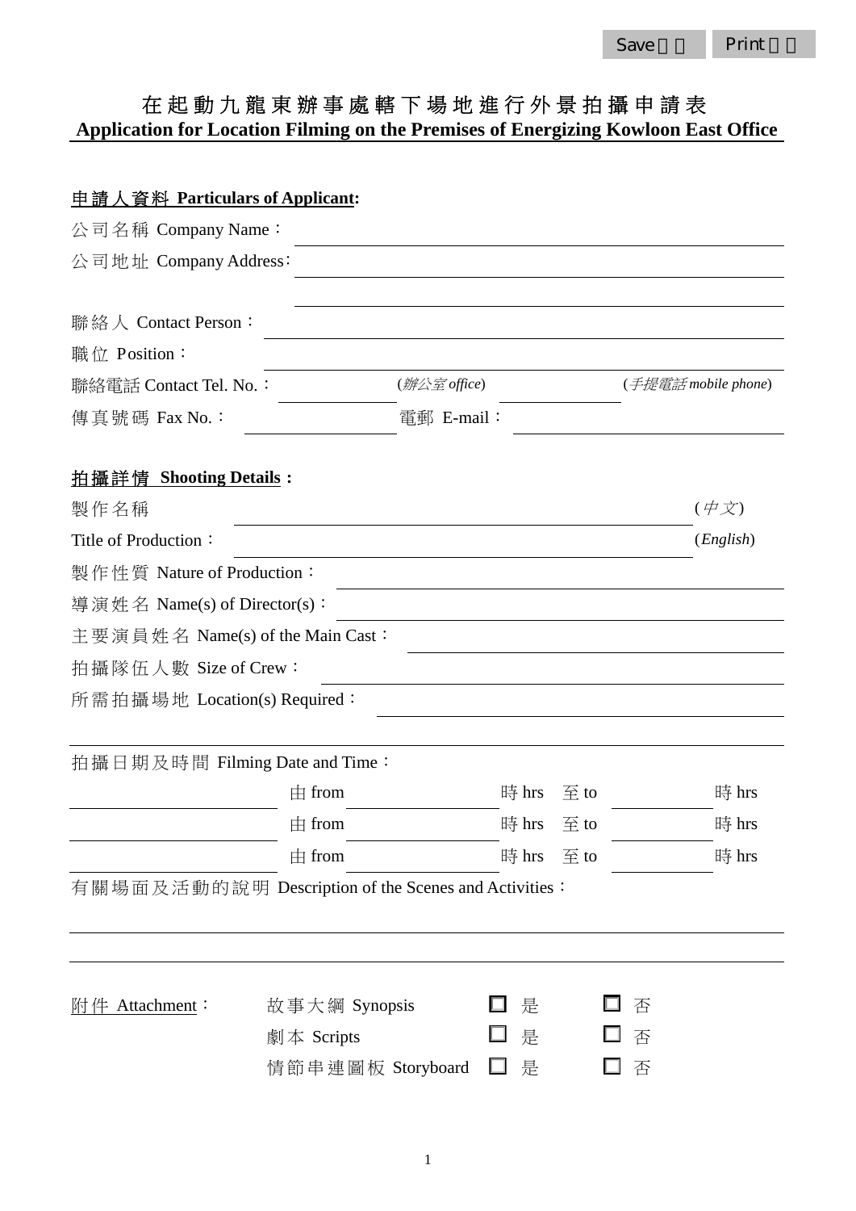Save Print

# 在起動九龍東辦事處轄下場地進行外景拍攝申請表
# Application for Location Filming on the Premises of Energizing Kowloon East Office

## 申請人資料 Particulars of Applicant:

公司名稱 Company Name：

公司地址 Company Address：

聯絡人 Contact Person：

職位 Position：

聯絡電話 Contact Tel. No.： (*辦公室 office*) (*手提電話 mobile phone*)

傳真號碼 Fax No.： 電郵 E-mail：

## 拍攝詳情 Shooting Details：

製作名稱 (*中文*)

Title of Production： (*English*)

製作性質 Nature of Production：

導演姓名 Name(s) of Director(s)：

主要演員姓名 Name(s) of the Main Cast：

拍攝隊伍人數 Size of Crew：

所需拍攝場地 Location(s) Required：

拍攝日期及時間 Filming Date and Time：

| | | | | | | |
|---|---|---|---|---|---|---|
| | 由 from | | 時 hrs | 至 to | | 時 hrs |
| | 由 from | | 時 hrs | 至 to | | 時 hrs |
| | 由 from | | 時 hrs | 至 to | | 時 hrs |

有關場面及活動的說明 Description of the Scenes and Activities：

附件 Attachment：

| | | |
|---|---|---|
| 故事大綱 Synopsis | ☐ 是 | ☐ 否 |
| 劇本 Scripts | ☐ 是 | ☐ 否 |
| 情節串連圖板 Storyboard | ☐ 是 | ☐ 否 |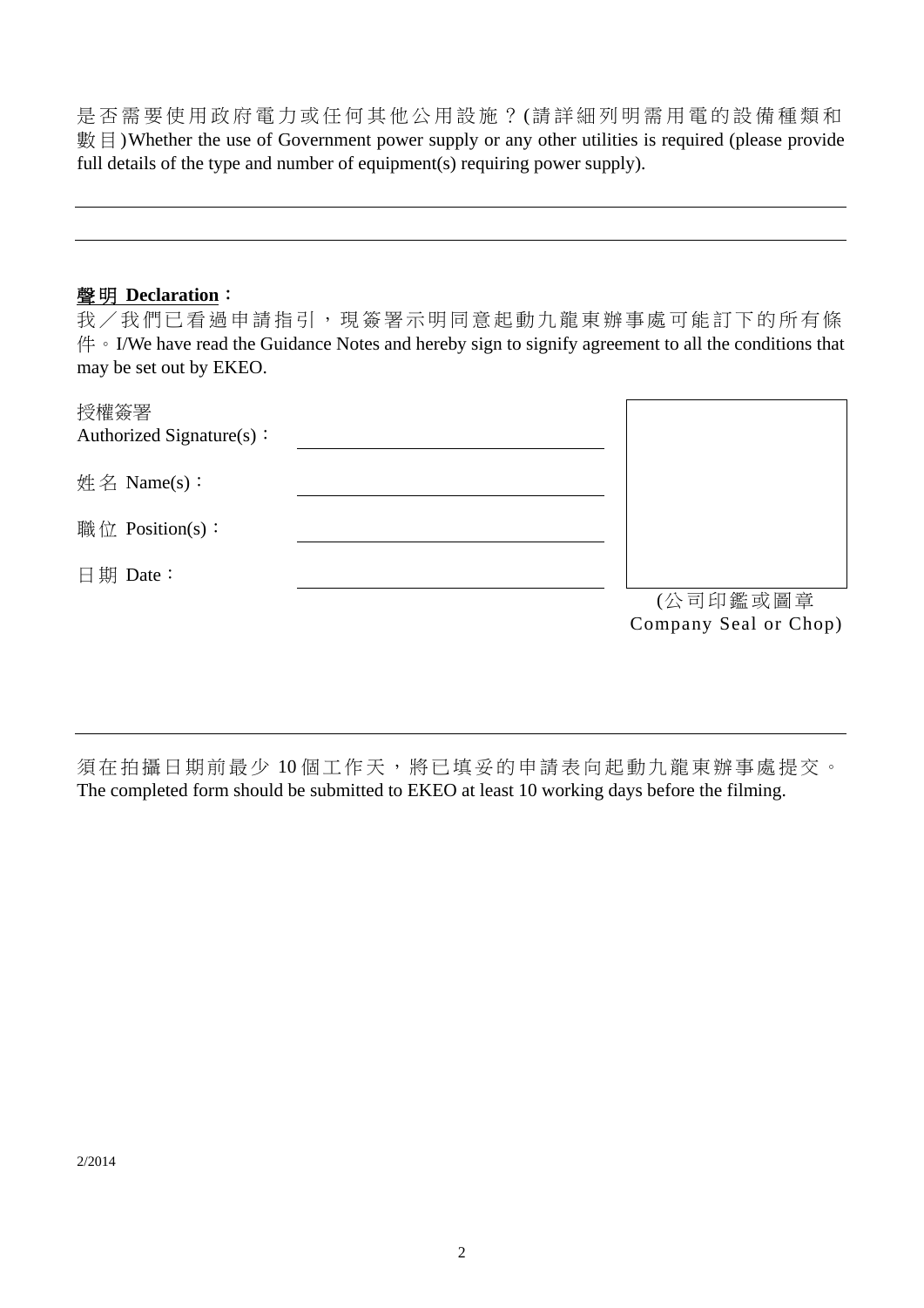是否需要使用政府電力或任何其他公用設施？(請詳細列明需用電的設備種類和數目)Whether the use of Government power supply or any other utilities is required (please provide full details of the type and number of equipment(s) requiring power supply).

\_\_\_\_\_\_\_\_\_\_\_\_\_\_\_\_\_\_\_\_\_\_\_\_\_\_\_\_\_\_\_\_\_\_\_\_\_\_\_\_\_\_\_\_\_\_\_\_

\_\_\_\_\_\_\_\_\_\_\_\_\_\_\_\_\_\_\_\_\_\_\_\_\_\_\_\_\_\_\_\_\_\_\_\_\_\_\_\_\_\_\_\_\_\_\_\_

**聲明 Declaration**：

我／我們已看過申請指引，現簽署示明同意起動九龍東辦事處可能訂下的所有條件。I/We have read the Guidance Notes and hereby sign to signify agreement to all the conditions that may be set out by EKEO.

授權簽署
Authorized Signature(s)： \_\_\_\_\_\_\_\_\_\_\_\_\_\_\_\_\_\_\_\_\_\_\_\_\_\_\_\_

姓名 Name(s)： \_\_\_\_\_\_\_\_\_\_\_\_\_\_\_\_\_\_\_\_\_\_\_\_\_\_\_\_

職位 Position(s)： \_\_\_\_\_\_\_\_\_\_\_\_\_\_\_\_\_\_\_\_\_\_\_\_\_\_\_\_

日期 Date： \_\_\_\_\_\_\_\_\_\_\_\_\_\_\_\_\_\_\_\_\_\_\_\_\_\_\_\_

(公司印鑑或圖章
Company Seal or Chop)

須在拍攝日期前最少 10 個工作天，將已填妥的申請表向起動九龍東辦事處提交。
The completed form should be submitted to EKEO at least 10 working days before the filming.

2/2014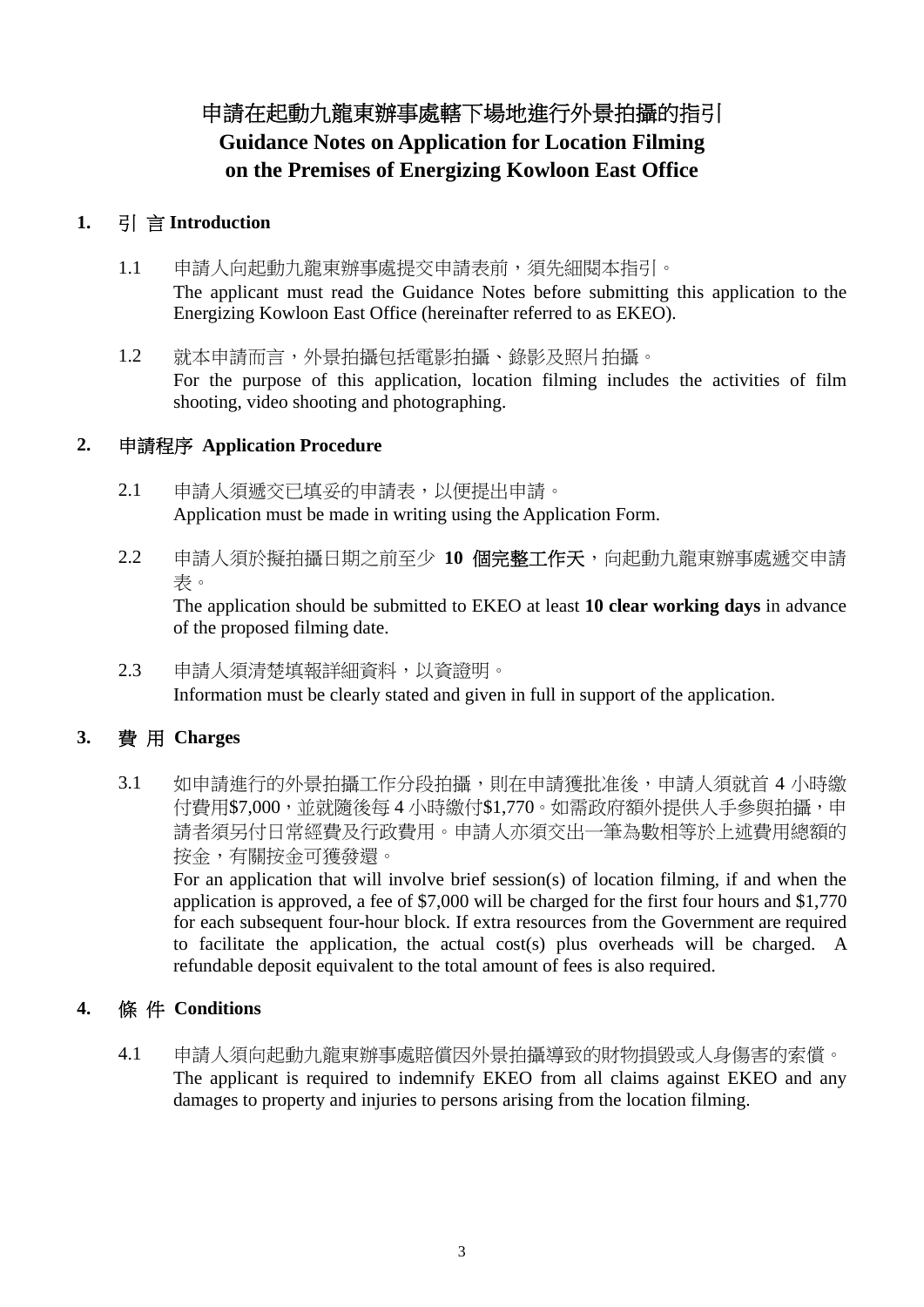# 申請在起動九龍東辦事處轄下場地進行外景拍攝的指引
# Guidance Notes on Application for Location Filming on the Premises of Energizing Kowloon East Office

## 1. 引 言 Introduction

1.1 申請人向起動九龍東辦事處提交申請表前，須先細閱本指引。
The applicant must read the Guidance Notes before submitting this application to the Energizing Kowloon East Office (hereinafter referred to as EKEO).

1.2 就本申請而言，外景拍攝包括電影拍攝、錄影及照片拍攝。
For the purpose of this application, location filming includes the activities of film shooting, video shooting and photographing.

## 2. 申請程序 Application Procedure

2.1 申請人須遞交已填妥的申請表，以便提出申請。
Application must be made in writing using the Application Form.

2.2 申請人須於擬拍攝日期之前至少 **10 個完整工作天**，向起動九龍東辦事處遞交申請表。
The application should be submitted to EKEO at least **10 clear working days** in advance of the proposed filming date.

2.3 申請人須清楚填報詳細資料，以資證明。
Information must be clearly stated and given in full in support of the application.

## 3. 費 用 Charges

3.1 如申請進行的外景拍攝工作分段拍攝，則在申請獲批准後，申請人須就首 4 小時繳付費用$7,000，並就隨後每 4 小時繳付$1,770。如需政府額外提供人手參與拍攝，申請者須另付日常經費及行政費用。申請人亦須交出一筆為數相等於上述費用總額的按金，有關按金可獲發還。
For an application that will involve brief session(s) of location filming, if and when the application is approved, a fee of $7,000 will be charged for the first four hours and $1,770 for each subsequent four-hour block. If extra resources from the Government are required to facilitate the application, the actual cost(s) plus overheads will be charged. A refundable deposit equivalent to the total amount of fees is also required.

## 4. 條 件 Conditions

4.1 申請人須向起動九龍東辦事處賠償因外景拍攝導致的財物損毀或人身傷害的索償。
The applicant is required to indemnify EKEO from all claims against EKEO and any damages to property and injuries to persons arising from the location filming.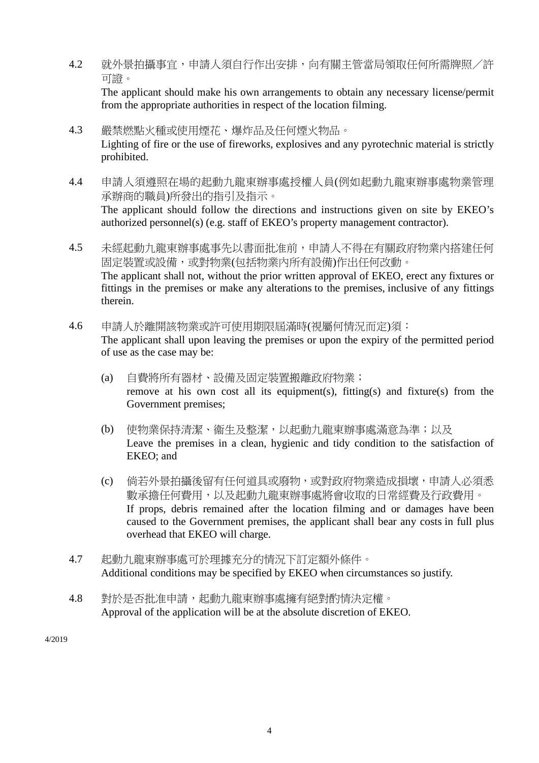4.2 就外景拍攝事宜，申請人須自行作出安排，向有關主管當局領取任何所需牌照／許可證。
The applicant should make his own arrangements to obtain any necessary license/permit from the appropriate authorities in respect of the location filming.

4.3 嚴禁燃點火種或使用煙花、爆炸品及任何煙火物品。
Lighting of fire or the use of fireworks, explosives and any pyrotechnic material is strictly prohibited.

4.4 申請人須遵照在場的起動九龍東辦事處授權人員(例如起動九龍東辦事處物業管理承辦商的職員)所發出的指引及指示。
The applicant should follow the directions and instructions given on site by EKEO's authorized personnel(s) (e.g. staff of EKEO's property management contractor).

4.5 未經起動九龍東辦事處事先以書面批准前，申請人不得在有關政府物業內搭建任何固定裝置或設備，或對物業(包括物業內所有設備)作出任何改動。
The applicant shall not, without the prior written approval of EKEO, erect any fixtures or fittings in the premises or make any alterations to the premises, inclusive of any fittings therein.

4.6 申請人於離開該物業或許可使用期限屆滿時(視屬何情況而定)須：
The applicant shall upon leaving the premises or upon the expiry of the permitted period of use as the case may be:

(a) 自費將所有器材、設備及固定裝置搬離政府物業；
remove at his own cost all its equipment(s), fitting(s) and fixture(s) from the Government premises;

(b) 使物業保持清潔、衛生及整潔，以起動九龍東辦事處滿意為準；以及
Leave the premises in a clean, hygienic and tidy condition to the satisfaction of EKEO; and

(c) 倘若外景拍攝後留有任何道具或廢物，或對政府物業造成損壞，申請人必須悉數承擔任何費用，以及起動九龍東辦事處將會收取的日常經費及行政費用。
If props, debris remained after the location filming and or damages have been caused to the Government premises, the applicant shall bear any costs in full plus overhead that EKEO will charge.

4.7 起動九龍東辦事處可於理據充分的情況下訂定額外條件。
Additional conditions may be specified by EKEO when circumstances so justify.

4.8 對於是否批准申請，起動九龍東辦事處擁有絕對酌情決定權。
Approval of the application will be at the absolute discretion of EKEO.

4/2019